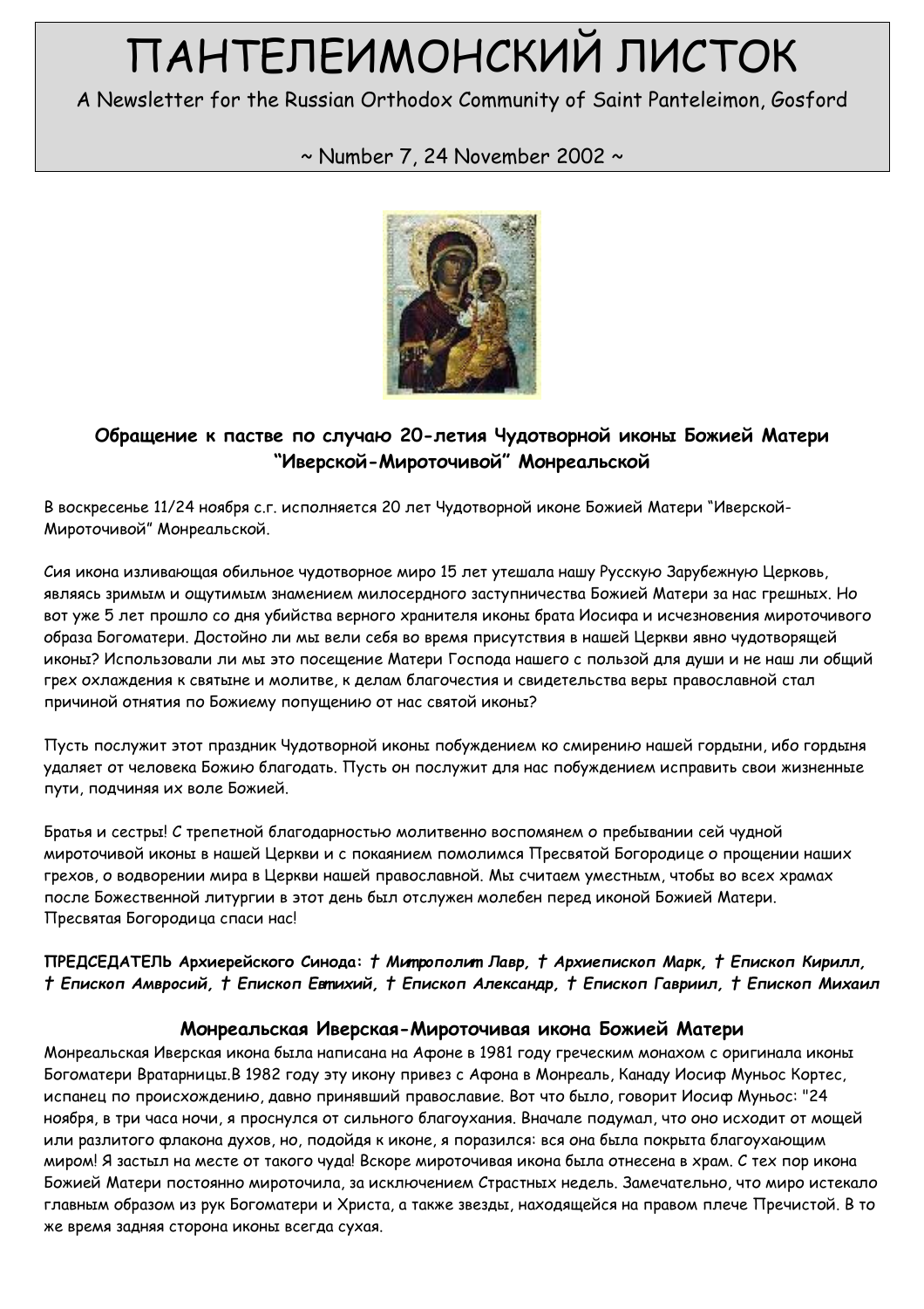# ПАНТЕЛЕИМОНСКИЙ ЛИСТОК

A Newsletter for the Russian Orthodox Community of Saint Panteleimon, Gosford

~ Number 7, 24 November 2002 ~

### Обращение к пастве по случаю 20-летия Чудотворной иконы Божией Матери "Иверской-Мироточивой" Монреальской

В воскресенье 11/24 ноября с.г. исполняется 20 лет Чудотворной иконе Божией Матери "Иверской-Мироточивой" Монреальской.

Сия икона изливающая обильное чудотворное миро 15 лет утешала нашу Русскую Зарубежную Церковь, являясь зримым и ощутимым знамением милосердного заступничества Божией Матери за нас грешных. Но вот уже 5 лет прошло со дня убийства верного хранителя иконы брата Иосифа и исчезновения мироточивого образа Богоматери. Достойно ли мы вели себя во время присутствия в нашей Церкви явно чудотворящей иконы? Использовали ли мы это посещение Матери Господа нашего с пользой для души и не наш ли общий грех охлаждения к святыне и молитве, к делам благочестия и свидетельства веры православной стал причиной отнятия по Божиему попущению от нас святой иконы?

Пусть послужит этот праздник Чудотворной иконы побуждением ко смирению нашей гордыни, ибо гордыня удаляет от человека Божию благодать. Пусть он послужит для нас побуждением исправить свои жизненные пути, подчиняя их воле Божией.

Братья и сестры! С трепетной благодарностью молитвенно воспомянем о пребывании сей чудной мироточивой иконы в нашей Церкви и с покаянием помолимся Пресвятой Богородице о прощении наших грехов, о водворении мира в Церкви нашей православной. Мы считаем уместным, чтобы во всех храмах после Божественной литургии в этот день был отслужен молебен перед иконой Божией Матери. Пресвятая Богородица спаси нас!

**ПРЕДСЕДАТЕЛЬ Архиерейского Синода:** ***† Митрополит Лавр, † Архиепископ Марк, † Епископ Кирилл, † Епископ Амвросий, † Епископ Евтихий, † Епископ Александр, † Епископ Гавриил, † Епископ Михаил***

### Монреальская Иверская-Мироточивая икона Божией Матери

Монреальская Иверская икона была написана на Афоне в 1981 году греческим монахом с оригинала иконы Богоматери Вратарницы.В 1982 году эту икону привез с Афона в Монреаль, Канаду Иосиф Муньос Кортес, испанец по происхождению, давно принявший православие. Вот что было, говорит Иосиф Муньос: "24 ноября, в три часа ночи, я проснулся от сильного благоухания. Вначале подумал, что оно исходит от мощей или разлитого флакона духов, но, подойдя к иконе, я поразился: вся она была покрыта благоухающим миром! Я застыл на месте от такого чуда! Вскоре мироточивая икона была отнесена в храм. С тех пор икона Божией Матери постоянно мироточила, за исключением Страстных недель. Замечательно, что миро истекало главным образом из рук Богоматери и Христа, а также звезды, находящейся на правом плече Пречистой. В то же время задняя сторона иконы всегда сухая.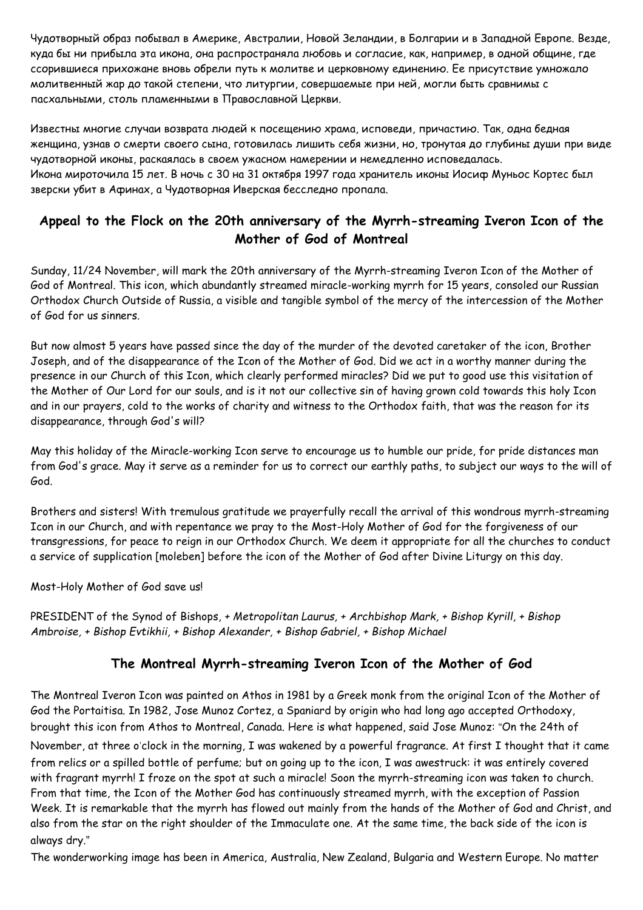Чудотворный образ побывал в Америке, Австралии, Новой Зеландии, в Болгарии и в Западной Европе. Везде, куда бы ни прибыла эта икона, она распространяла любовь и согласие, как, например, в одной общине, где ссорившиеся прихожане вновь обрели путь к молитве и церковному единению. Ее присутствие умножало молитвенный жар до такой степени, что литургии, совершаемые при ней, могли быть сравнимы с пасхальными, столь пламенными в Православной Церкви.

Известны многие случаи возврата людей к посещению храма, исповеди, причастию. Так, одна бедная женщина, узнав о смерти своего сына, готовилась лишить себя жизни, но, тронутая до глубины души при виде чудотворной иконы, раскаялась в своем ужасном намерении и немедленно исповедалась.
Икона мироточила 15 лет. В ночь с 30 на 31 октября 1997 года хранитель иконы Иосиф Муньос Кортес был зверски убит в Афинах, а Чудотворная Иверская бесследно пропала.

## Appeal to the Flock on the 20th anniversary of the Myrrh-streaming Iveron Icon of the Mother of God of Montreal

Sunday, 11/24 November, will mark the 20th anniversary of the Myrrh-streaming Iveron Icon of the Mother of God of Montreal. This icon, which abundantly streamed miracle-working myrrh for 15 years, consoled our Russian Orthodox Church Outside of Russia, a visible and tangible symbol of the mercy of the intercession of the Mother of God for us sinners.

But now almost 5 years have passed since the day of the murder of the devoted caretaker of the icon, Brother Joseph, and of the disappearance of the Icon of the Mother of God. Did we act in a worthy manner during the presence in our Church of this Icon, which clearly performed miracles? Did we put to good use this visitation of the Mother of Our Lord for our souls, and is it not our collective sin of having grown cold towards this holy Icon and in our prayers, cold to the works of charity and witness to the Orthodox faith, that was the reason for its disappearance, through God's will?

May this holiday of the Miracle-working Icon serve to encourage us to humble our pride, for pride distances man from God's grace. May it serve as a reminder for us to correct our earthly paths, to subject our ways to the will of God.

Brothers and sisters! With tremulous gratitude we prayerfully recall the arrival of this wondrous myrrh-streaming Icon in our Church, and with repentance we pray to the Most-Holy Mother of God for the forgiveness of our transgressions, for peace to reign in our Orthodox Church. We deem it appropriate for all the churches to conduct a service of supplication [moleben] before the icon of the Mother of God after Divine Liturgy on this day.

Most-Holy Mother of God save us!

PRESIDENT of the Synod of Bishops, *+ Metropolitan Laurus, + Archbishop Mark, + Bishop Kyrill, + Bishop Ambroise, + Bishop Evtikhii, + Bishop Alexander, + Bishop Gabriel, + Bishop Michael*

## The Montreal Myrrh-streaming Iveron Icon of the Mother of God

The Montreal Iveron Icon was painted on Athos in 1981 by a Greek monk from the original Icon of the Mother of God the Portaitisa. In 1982, Jose Munoz Cortez, a Spaniard by origin who had long ago accepted Orthodoxy, brought this icon from Athos to Montreal, Canada. Here is what happened, said Jose Munoz: "On the 24th of November, at three o'clock in the morning, I was wakened by a powerful fragrance. At first I thought that it came from relics or a spilled bottle of perfume; but on going up to the icon, I was awestruck: it was entirely covered with fragrant myrrh! I froze on the spot at such a miracle! Soon the myrrh-streaming icon was taken to church. From that time, the Icon of the Mother God has continuously streamed myrrh, with the exception of Passion Week. It is remarkable that the myrrh has flowed out mainly from the hands of the Mother of God and Christ, and also from the star on the right shoulder of the Immaculate one. At the same time, the back side of the icon is always dry."
The wonderworking image has been in America, Australia, New Zealand, Bulgaria and Western Europe. No matter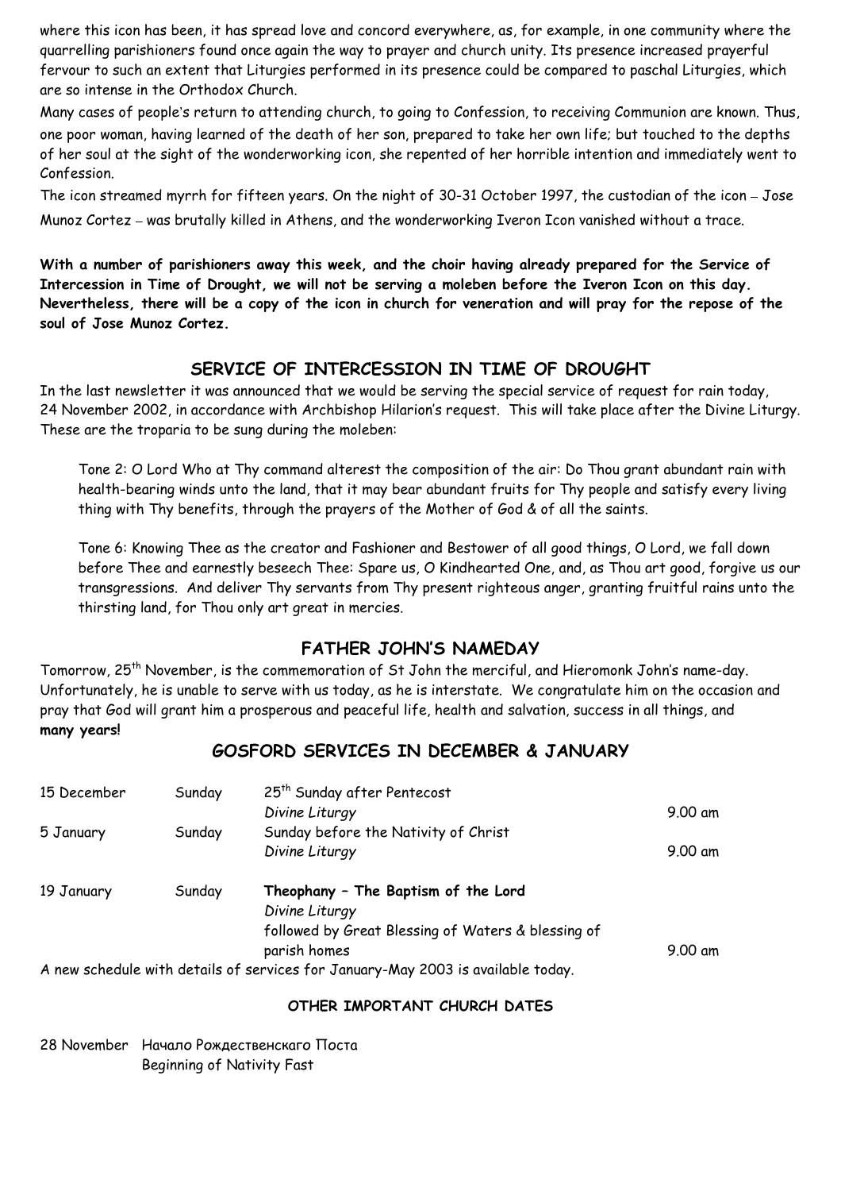where this icon has been, it has spread love and concord everywhere, as, for example, in one community where the quarrelling parishioners found once again the way to prayer and church unity. Its presence increased prayerful fervour to such an extent that Liturgies performed in its presence could be compared to paschal Liturgies, which are so intense in the Orthodox Church.

Many cases of people's return to attending church, to going to Confession, to receiving Communion are known. Thus, one poor woman, having learned of the death of her son, prepared to take her own life; but touched to the depths of her soul at the sight of the wonderworking icon, she repented of her horrible intention and immediately went to Confession.

The icon streamed myrrh for fifteen years. On the night of 30-31 October 1997, the custodian of the icon – Jose Munoz Cortez – was brutally killed in Athens, and the wonderworking Iveron Icon vanished without a trace.

**With a number of parishioners away this week, and the choir having already prepared for the Service of Intercession in Time of Drought, we will not be serving a moleben before the Iveron Icon on this day. Nevertheless, there will be a copy of the icon in church for veneration and will pray for the repose of the soul of Jose Munoz Cortez.**

## SERVICE OF INTERCESSION IN TIME OF DROUGHT

In the last newsletter it was announced that we would be serving the special service of request for rain today, 24 November 2002, in accordance with Archbishop Hilarion's request. This will take place after the Divine Liturgy. These are the troparia to be sung during the moleben:

> Tone 2: O Lord Who at Thy command alterest the composition of the air: Do Thou grant abundant rain with health-bearing winds unto the land, that it may bear abundant fruits for Thy people and satisfy every living thing with Thy benefits, through the prayers of the Mother of God & of all the saints.
>
> Tone 6: Knowing Thee as the creator and Fashioner and Bestower of all good things, O Lord, we fall down before Thee and earnestly beseech Thee: Spare us, O Kindhearted One, and, as Thou art good, forgive us our transgressions. And deliver Thy servants from Thy present righteous anger, granting fruitful rains unto the thirsting land, for Thou only art great in mercies.

## FATHER JOHN'S NAMEDAY

Tomorrow, 25th November, is the commemoration of St John the merciful, and Hieromonk John's name-day. Unfortunately, he is unable to serve with us today, as he is interstate. We congratulate him on the occasion and pray that God will grant him a prosperous and peaceful life, health and salvation, success in all things, and **many years!**

## GOSFORD SERVICES IN DECEMBER & JANUARY

| | | | |
|---|---|---|---|
| 15 December | Sunday | 25th Sunday after Pentecost<br>*Divine Liturgy* | 9.00 am |
| 5 January | Sunday | Sunday before the Nativity of Christ<br>*Divine Liturgy* | 9.00 am |
| 19 January | Sunday | **Theophany – The Baptism of the Lord**<br>*Divine Liturgy*<br>followed by Great Blessing of Waters & blessing of parish homes | 9.00 am |

A new schedule with details of services for January-May 2003 is available today.

#### OTHER IMPORTANT CHURCH DATES

28 November Начало Рождественскаго Поста
Beginning of Nativity Fast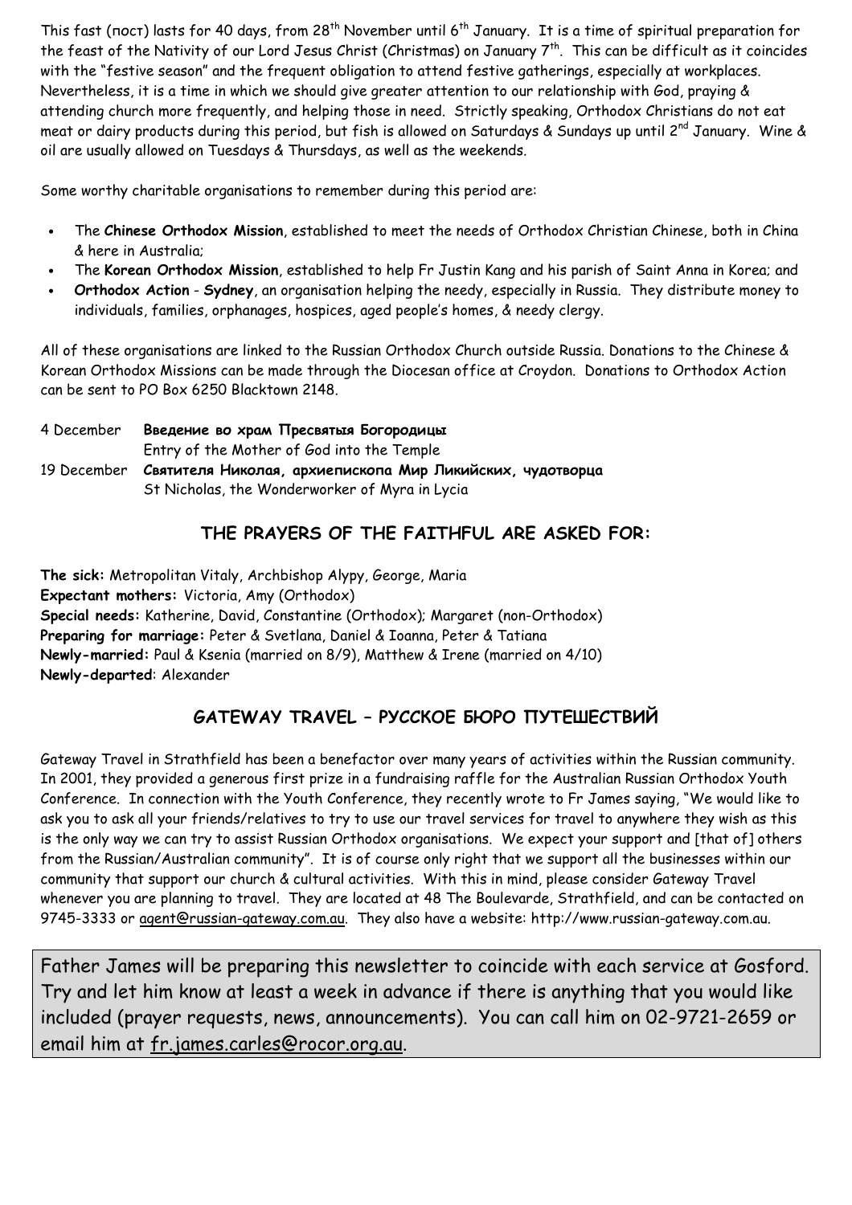This fast (пост) lasts for 40 days, from 28th November until 6th January. It is a time of spiritual preparation for the feast of the Nativity of our Lord Jesus Christ (Christmas) on January 7th. This can be difficult as it coincides with the "festive season" and the frequent obligation to attend festive gatherings, especially at workplaces. Nevertheless, it is a time in which we should give greater attention to our relationship with God, praying & attending church more frequently, and helping those in need. Strictly speaking, Orthodox Christians do not eat meat or dairy products during this period, but fish is allowed on Saturdays & Sundays up until 2nd January. Wine & oil are usually allowed on Tuesdays & Thursdays, as well as the weekends.

Some worthy charitable organisations to remember during this period are:

- The **Chinese Orthodox Mission**, established to meet the needs of Orthodox Christian Chinese, both in China & here in Australia;
- The **Korean Orthodox Mission**, established to help Fr Justin Kang and his parish of Saint Anna in Korea; and
- **Orthodox Action** - **Sydney**, an organisation helping the needy, especially in Russia. They distribute money to individuals, families, orphanages, hospices, aged people's homes, & needy clergy.

All of these organisations are linked to the Russian Orthodox Church outside Russia. Donations to the Chinese & Korean Orthodox Missions can be made through the Diocesan office at Croydon. Donations to Orthodox Action can be sent to PO Box 6250 Blacktown 2148.

4 December **Введение во храм Пресвятыя Богородицы**
Entry of the Mother of God into the Temple

19 December **Святителя Николая, архиепископа Мир Ликийских, чудотворца**
St Nicholas, the Wonderworker of Myra in Lycia

## THE PRAYERS OF THE FAITHFUL ARE ASKED FOR:

**The sick:** Metropolitan Vitaly, Archbishop Alypy, George, Maria
**Expectant mothers:** Victoria, Amy (Orthodox)
**Special needs:** Katherine, David, Constantine (Orthodox); Margaret (non-Orthodox)
**Preparing for marriage:** Peter & Svetlana, Daniel & Ioanna, Peter & Tatiana
**Newly-married:** Paul & Ksenia (married on 8/9), Matthew & Irene (married on 4/10)
**Newly-departed**: Alexander

## GATEWAY TRAVEL – РУССКОЕ БЮРО ПУТЕШЕСТВИЙ

Gateway Travel in Strathfield has been a benefactor over many years of activities within the Russian community. In 2001, they provided a generous first prize in a fundraising raffle for the Australian Russian Orthodox Youth Conference. In connection with the Youth Conference, they recently wrote to Fr James saying, "We would like to ask you to ask all your friends/relatives to try to use our travel services for travel to anywhere they wish as this is the only way we can try to assist Russian Orthodox organisations. We expect your support and [that of] others from the Russian/Australian community". It is of course only right that we support all the businesses within our community that support our church & cultural activities. With this in mind, please consider Gateway Travel whenever you are planning to travel. They are located at 48 The Boulevarde, Strathfield, and can be contacted on 9745-3333 or agent@russian-gateway.com.au. They also have a website: http://www.russian-gateway.com.au.

Father James will be preparing this newsletter to coincide with each service at Gosford. Try and let him know at least a week in advance if there is anything that you would like included (prayer requests, news, announcements). You can call him on 02-9721-2659 or email him at fr.james.carles@rocor.org.au.